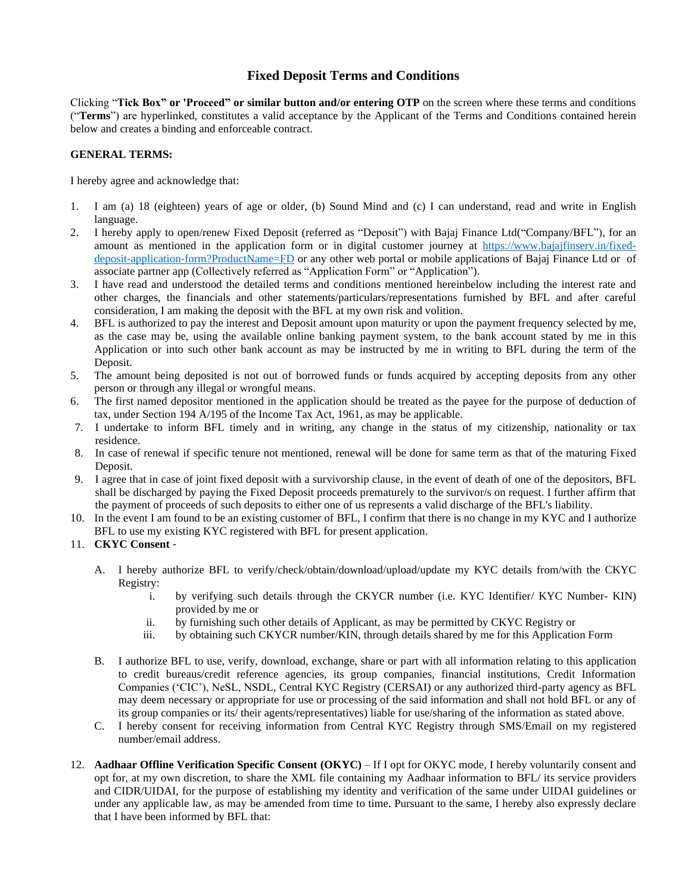# Fixed Deposit Terms and Conditions

Clicking "**Tick Box" or 'Proceed" or similar button and/or entering OTP** on the screen where these terms and conditions ("**Terms**") are hyperlinked, constitutes a valid acceptance by the Applicant of the Terms and Conditions contained herein below and creates a binding and enforceable contract.

**GENERAL TERMS:**

I hereby agree and acknowledge that:

1. I am (a) 18 (eighteen) years of age or older, (b) Sound Mind and (c) I can understand, read and write in English language.
2. I hereby apply to open/renew Fixed Deposit (referred as "Deposit") with Bajaj Finance Ltd("Company/BFL"), for an amount as mentioned in the application form or in digital customer journey at [https://www.bajajfinserv.in/fixed-deposit-application-form?ProductName=FD](https://www.bajajfinserv.in/fixed-deposit-application-form?ProductName=FD) or any other web portal or mobile applications of Bajaj Finance Ltd or of associate partner app (Collectively referred as "Application Form" or "Application").
3. I have read and understood the detailed terms and conditions mentioned hereinbelow including the interest rate and other charges, the financials and other statements/particulars/representations furnished by BFL and after careful consideration, I am making the deposit with the BFL at my own risk and volition.
4. BFL is authorized to pay the interest and Deposit amount upon maturity or upon the payment frequency selected by me, as the case may be, using the available online banking payment system, to the bank account stated by me in this Application or into such other bank account as may be instructed by me in writing to BFL during the term of the Deposit.
5. The amount being deposited is not out of borrowed funds or funds acquired by accepting deposits from any other person or through any illegal or wrongful means.
6. The first named depositor mentioned in the application should be treated as the payee for the purpose of deduction of tax, under Section 194 A/195 of the Income Tax Act, 1961, as may be applicable.
7. I undertake to inform BFL timely and in writing, any change in the status of my citizenship, nationality or tax residence.
8. In case of renewal if specific tenure not mentioned, renewal will be done for same term as that of the maturing Fixed Deposit.
9. I agree that in case of joint fixed deposit with a survivorship clause, in the event of death of one of the depositors, BFL shall be discharged by paying the Fixed Deposit proceeds prematurely to the survivor/s on request. I further affirm that the payment of proceeds of such deposits to either one of us represents a valid discharge of the BFL's liability.
10. In the event I am found to be an existing customer of BFL, I confirm that there is no change in my KYC and I authorize BFL to use my existing KYC registered with BFL for present application.
11. **CKYC Consent** -
    A. I hereby authorize BFL to verify/check/obtain/download/upload/update my KYC details from/with the CKYC Registry:
       i. by verifying such details through the CKYCR number (i.e. KYC Identifier/ KYC Number- KIN) provided by me or
       ii. by furnishing such other details of Applicant, as may be permitted by CKYC Registry or
       iii. by obtaining such CKYCR number/KIN, through details shared by me for this Application Form

    B. I authorize BFL to use, verify, download, exchange, share or part with all information relating to this application to credit bureaus/credit reference agencies, its group companies, financial institutions, Credit Information Companies ('CIC'), NeSL, NSDL, Central KYC Registry (CERSAI) or any authorized third-party agency as BFL may deem necessary or appropriate for use or processing of the said information and shall not hold BFL or any of its group companies or its/ their agents/representatives) liable for use/sharing of the information as stated above.

    C. I hereby consent for receiving information from Central KYC Registry through SMS/Email on my registered number/email address.

12. **Aadhaar Offline Verification Specific Consent (OKYC)** – If I opt for OKYC mode, I hereby voluntarily consent and opt for, at my own discretion, to share the XML file containing my Aadhaar information to BFL/ its service providers and CIDR/UIDAI, for the purpose of establishing my identity and verification of the same under UIDAI guidelines or under any applicable law, as may be amended from time to time. Pursuant to the same, I hereby also expressly declare that I have been informed by BFL that: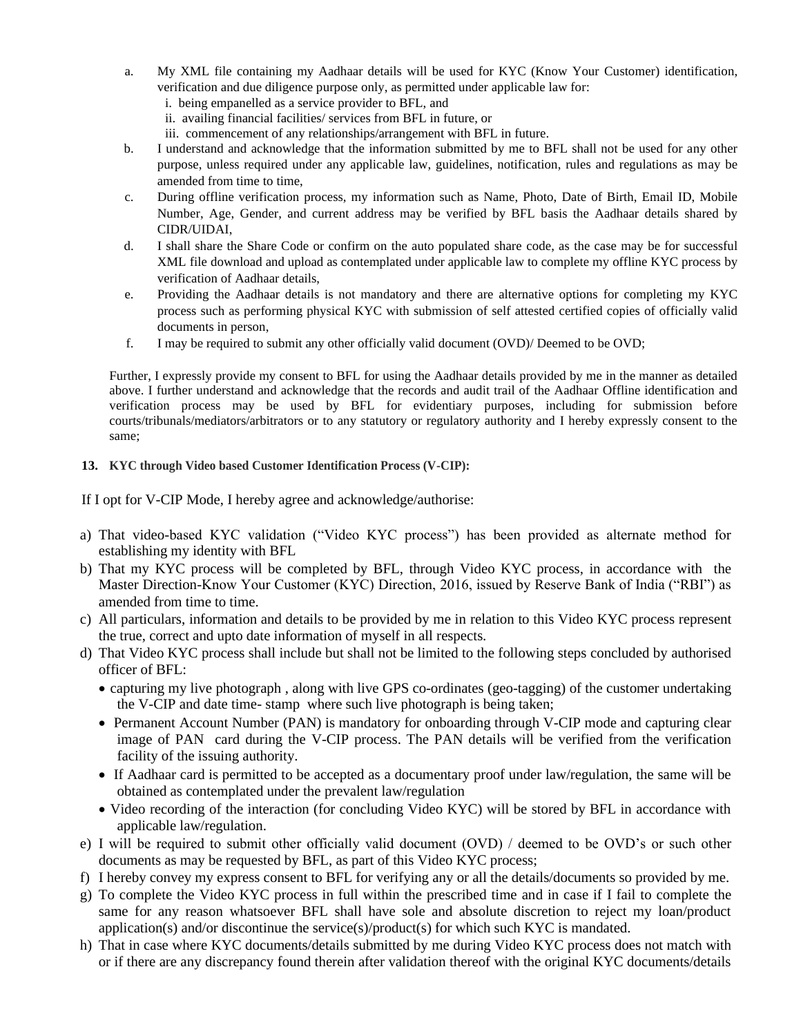a. My XML file containing my Aadhaar details will be used for KYC (Know Your Customer) identification, verification and due diligence purpose only, as permitted under applicable law for:
   i. being empanelled as a service provider to BFL, and
   ii. availing financial facilities/ services from BFL in future, or
   iii. commencement of any relationships/arrangement with BFL in future.

b. I understand and acknowledge that the information submitted by me to BFL shall not be used for any other purpose, unless required under any applicable law, guidelines, notification, rules and regulations as may be amended from time to time,

c. During offline verification process, my information such as Name, Photo, Date of Birth, Email ID, Mobile Number, Age, Gender, and current address may be verified by BFL basis the Aadhaar details shared by CIDR/UIDAI,

d. I shall share the Share Code or confirm on the auto populated share code, as the case may be for successful XML file download and upload as contemplated under applicable law to complete my offline KYC process by verification of Aadhaar details,

e. Providing the Aadhaar details is not mandatory and there are alternative options for completing my KYC process such as performing physical KYC with submission of self attested certified copies of officially valid documents in person,

f. I may be required to submit any other officially valid document (OVD)/ Deemed to be OVD;

Further, I expressly provide my consent to BFL for using the Aadhaar details provided by me in the manner as detailed above. I further understand and acknowledge that the records and audit trail of the Aadhaar Offline identification and verification process may be used by BFL for evidentiary purposes, including for submission before courts/tribunals/mediators/arbitrators or to any statutory or regulatory authority and I hereby expressly consent to the same;

**13. KYC through Video based Customer Identification Process (V-CIP):**

If I opt for V-CIP Mode, I hereby agree and acknowledge/authorise:

a) That video-based KYC validation ("Video KYC process") has been provided as alternate method for establishing my identity with BFL

b) That my KYC process will be completed by BFL, through Video KYC process, in accordance with the Master Direction-Know Your Customer (KYC) Direction, 2016, issued by Reserve Bank of India ("RBI") as amended from time to time.

c) All particulars, information and details to be provided by me in relation to this Video KYC process represent the true, correct and upto date information of myself in all respects.

d) That Video KYC process shall include but shall not be limited to the following steps concluded by authorised officer of BFL:
   - capturing my live photograph , along with live GPS co-ordinates (geo-tagging) of the customer undertaking the V-CIP and date time- stamp where such live photograph is being taken;
   - Permanent Account Number (PAN) is mandatory for onboarding through V-CIP mode and capturing clear image of PAN card during the V-CIP process. The PAN details will be verified from the verification facility of the issuing authority.
   - If Aadhaar card is permitted to be accepted as a documentary proof under law/regulation, the same will be obtained as contemplated under the prevalent law/regulation
   - Video recording of the interaction (for concluding Video KYC) will be stored by BFL in accordance with applicable law/regulation.

e) I will be required to submit other officially valid document (OVD) / deemed to be OVD's or such other documents as may be requested by BFL, as part of this Video KYC process;

f) I hereby convey my express consent to BFL for verifying any or all the details/documents so provided by me.

g) To complete the Video KYC process in full within the prescribed time and in case if I fail to complete the same for any reason whatsoever BFL shall have sole and absolute discretion to reject my loan/product application(s) and/or discontinue the service(s)/product(s) for which such KYC is mandated.

h) That in case where KYC documents/details submitted by me during Video KYC process does not match with or if there are any discrepancy found therein after validation thereof with the original KYC documents/details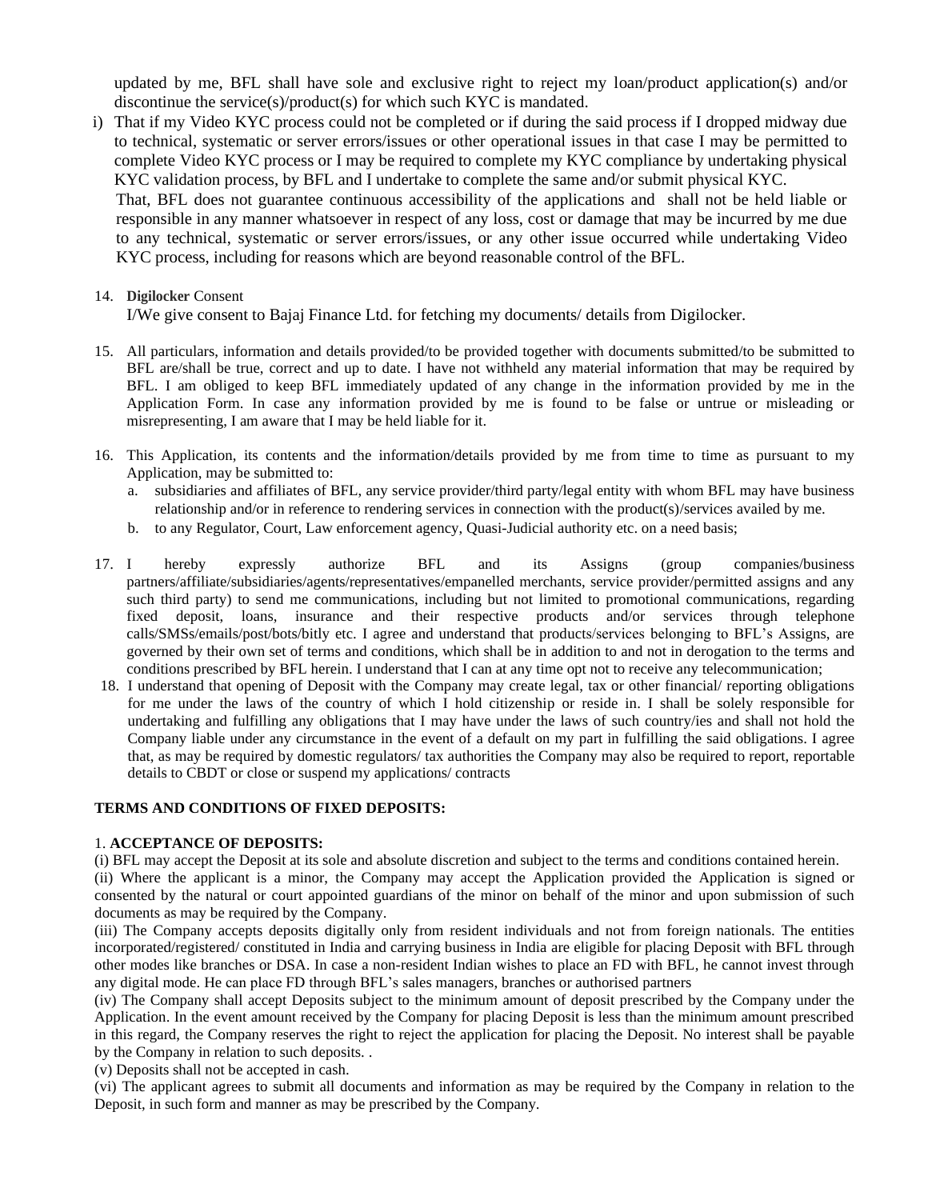updated by me, BFL shall have sole and exclusive right to reject my loan/product application(s) and/or discontinue the service(s)/product(s) for which such KYC is mandated.

i) That if my Video KYC process could not be completed or if during the said process if I dropped midway due to technical, systematic or server errors/issues or other operational issues in that case I may be permitted to complete Video KYC process or I may be required to complete my KYC compliance by undertaking physical KYC validation process, by BFL and I undertake to complete the same and/or submit physical KYC.
   That, BFL does not guarantee continuous accessibility of the applications and shall not be held liable or responsible in any manner whatsoever in respect of any loss, cost or damage that may be incurred by me due to any technical, systematic or server errors/issues, or any other issue occurred while undertaking Video KYC process, including for reasons which are beyond reasonable control of the BFL.

14. **Digilocker** Consent
    I/We give consent to Bajaj Finance Ltd. for fetching my documents/ details from Digilocker.

15. All particulars, information and details provided/to be provided together with documents submitted/to be submitted to BFL are/shall be true, correct and up to date. I have not withheld any material information that may be required by BFL. I am obliged to keep BFL immediately updated of any change in the information provided by me in the Application Form. In case any information provided by me is found to be false or untrue or misleading or misrepresenting, I am aware that I may be held liable for it.

16. This Application, its contents and the information/details provided by me from time to time as pursuant to my Application, may be submitted to:
    a. subsidiaries and affiliates of BFL, any service provider/third party/legal entity with whom BFL may have business relationship and/or in reference to rendering services in connection with the product(s)/services availed by me.
    b. to any Regulator, Court, Law enforcement agency, Quasi-Judicial authority etc. on a need basis;

17. I hereby expressly authorize BFL and its Assigns (group companies/business partners/affiliate/subsidiaries/agents/representatives/empanelled merchants, service provider/permitted assigns and any such third party) to send me communications, including but not limited to promotional communications, regarding fixed deposit, loans, insurance and their respective products and/or services through telephone calls/SMSs/emails/post/bots/bitly etc. I agree and understand that products/services belonging to BFL's Assigns, are governed by their own set of terms and conditions, which shall be in addition to and not in derogation to the terms and conditions prescribed by BFL herein. I understand that I can at any time opt not to receive any telecommunication;

18. I understand that opening of Deposit with the Company may create legal, tax or other financial/ reporting obligations for me under the laws of the country of which I hold citizenship or reside in. I shall be solely responsible for undertaking and fulfilling any obligations that I may have under the laws of such country/ies and shall not hold the Company liable under any circumstance in the event of a default on my part in fulfilling the said obligations. I agree that, as may be required by domestic regulators/ tax authorities the Company may also be required to report, reportable details to CBDT or close or suspend my applications/ contracts

**TERMS AND CONDITIONS OF FIXED DEPOSITS:**

1. **ACCEPTANCE OF DEPOSITS:**

(i) BFL may accept the Deposit at its sole and absolute discretion and subject to the terms and conditions contained herein.

(ii) Where the applicant is a minor, the Company may accept the Application provided the Application is signed or consented by the natural or court appointed guardians of the minor on behalf of the minor and upon submission of such documents as may be required by the Company.

(iii) The Company accepts deposits digitally only from resident individuals and not from foreign nationals. The entities incorporated/registered/ constituted in India and carrying business in India are eligible for placing Deposit with BFL through other modes like branches or DSA. In case a non-resident Indian wishes to place an FD with BFL, he cannot invest through any digital mode. He can place FD through BFL's sales managers, branches or authorised partners

(iv) The Company shall accept Deposits subject to the minimum amount of deposit prescribed by the Company under the Application. In the event amount received by the Company for placing Deposit is less than the minimum amount prescribed in this regard, the Company reserves the right to reject the application for placing the Deposit. No interest shall be payable by the Company in relation to such deposits. .

(v) Deposits shall not be accepted in cash.

(vi) The applicant agrees to submit all documents and information as may be required by the Company in relation to the Deposit, in such form and manner as may be prescribed by the Company.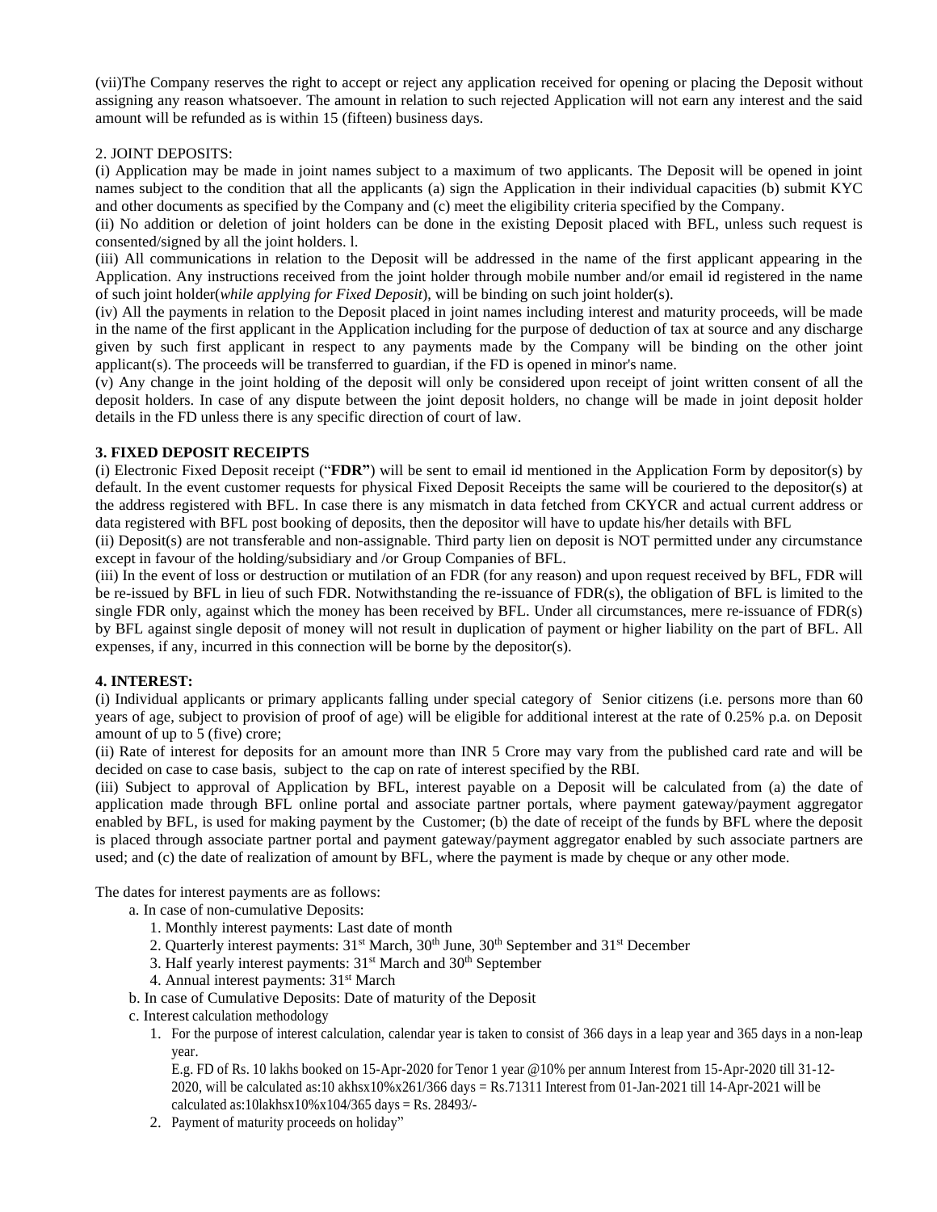(vii)The Company reserves the right to accept or reject any application received for opening or placing the Deposit without assigning any reason whatsoever. The amount in relation to such rejected Application will not earn any interest and the said amount will be refunded as is within 15 (fifteen) business days.

2. JOINT DEPOSITS:

(i) Application may be made in joint names subject to a maximum of two applicants. The Deposit will be opened in joint names subject to the condition that all the applicants (a) sign the Application in their individual capacities (b) submit KYC and other documents as specified by the Company and (c) meet the eligibility criteria specified by the Company.

(ii) No addition or deletion of joint holders can be done in the existing Deposit placed with BFL, unless such request is consented/signed by all the joint holders. l.

(iii) All communications in relation to the Deposit will be addressed in the name of the first applicant appearing in the Application. Any instructions received from the joint holder through mobile number and/or email id registered in the name of such joint holder(*while applying for Fixed Deposit*), will be binding on such joint holder(s).

(iv) All the payments in relation to the Deposit placed in joint names including interest and maturity proceeds, will be made in the name of the first applicant in the Application including for the purpose of deduction of tax at source and any discharge given by such first applicant in respect to any payments made by the Company will be binding on the other joint applicant(s). The proceeds will be transferred to guardian, if the FD is opened in minor's name.

(v) Any change in the joint holding of the deposit will only be considered upon receipt of joint written consent of all the deposit holders. In case of any dispute between the joint deposit holders, no change will be made in joint deposit holder details in the FD unless there is any specific direction of court of law.

**3. FIXED DEPOSIT RECEIPTS**

(i) Electronic Fixed Deposit receipt ("**FDR"**) will be sent to email id mentioned in the Application Form by depositor(s) by default. In the event customer requests for physical Fixed Deposit Receipts the same will be couriered to the depositor(s) at the address registered with BFL. In case there is any mismatch in data fetched from CKYCR and actual current address or data registered with BFL post booking of deposits, then the depositor will have to update his/her details with BFL

(ii) Deposit(s) are not transferable and non-assignable. Third party lien on deposit is NOT permitted under any circumstance except in favour of the holding/subsidiary and /or Group Companies of BFL.

(iii) In the event of loss or destruction or mutilation of an FDR (for any reason) and upon request received by BFL, FDR will be re-issued by BFL in lieu of such FDR. Notwithstanding the re-issuance of FDR(s), the obligation of BFL is limited to the single FDR only, against which the money has been received by BFL. Under all circumstances, mere re-issuance of FDR(s) by BFL against single deposit of money will not result in duplication of payment or higher liability on the part of BFL. All expenses, if any, incurred in this connection will be borne by the depositor(s).

**4. INTEREST:**

(i) Individual applicants or primary applicants falling under special category of Senior citizens (i.e. persons more than 60 years of age, subject to provision of proof of age) will be eligible for additional interest at the rate of 0.25% p.a. on Deposit amount of up to 5 (five) crore;

(ii) Rate of interest for deposits for an amount more than INR 5 Crore may vary from the published card rate and will be decided on case to case basis, subject to the cap on rate of interest specified by the RBI.

(iii) Subject to approval of Application by BFL, interest payable on a Deposit will be calculated from (a) the date of application made through BFL online portal and associate partner portals, where payment gateway/payment aggregator enabled by BFL, is used for making payment by the Customer; (b) the date of receipt of the funds by BFL where the deposit is placed through associate partner portal and payment gateway/payment aggregator enabled by such associate partners are used; and (c) the date of realization of amount by BFL, where the payment is made by cheque or any other mode.

The dates for interest payments are as follows:

- a. In case of non-cumulative Deposits:
  1. Monthly interest payments: Last date of month
  2. Quarterly interest payments: 31st March, 30th June, 30th September and 31st December
  3. Half yearly interest payments: 31st March and 30th September
  4. Annual interest payments: 31st March
- b. In case of Cumulative Deposits: Date of maturity of the Deposit
- c. Interest calculation methodology
  1. For the purpose of interest calculation, calendar year is taken to consist of 366 days in a leap year and 365 days in a non-leap year.

     E.g. FD of Rs. 10 lakhs booked on 15-Apr-2020 for Tenor 1 year @10% per annum Interest from 15-Apr-2020 till 31-12-2020, will be calculated as:10 akhsx10%x261/366 days = Rs.71311 Interest from 01-Jan-2021 till 14-Apr-2021 will be calculated as:10lakhsx10%x104/365 days = Rs. 28493/-
  2. Payment of maturity proceeds on holiday"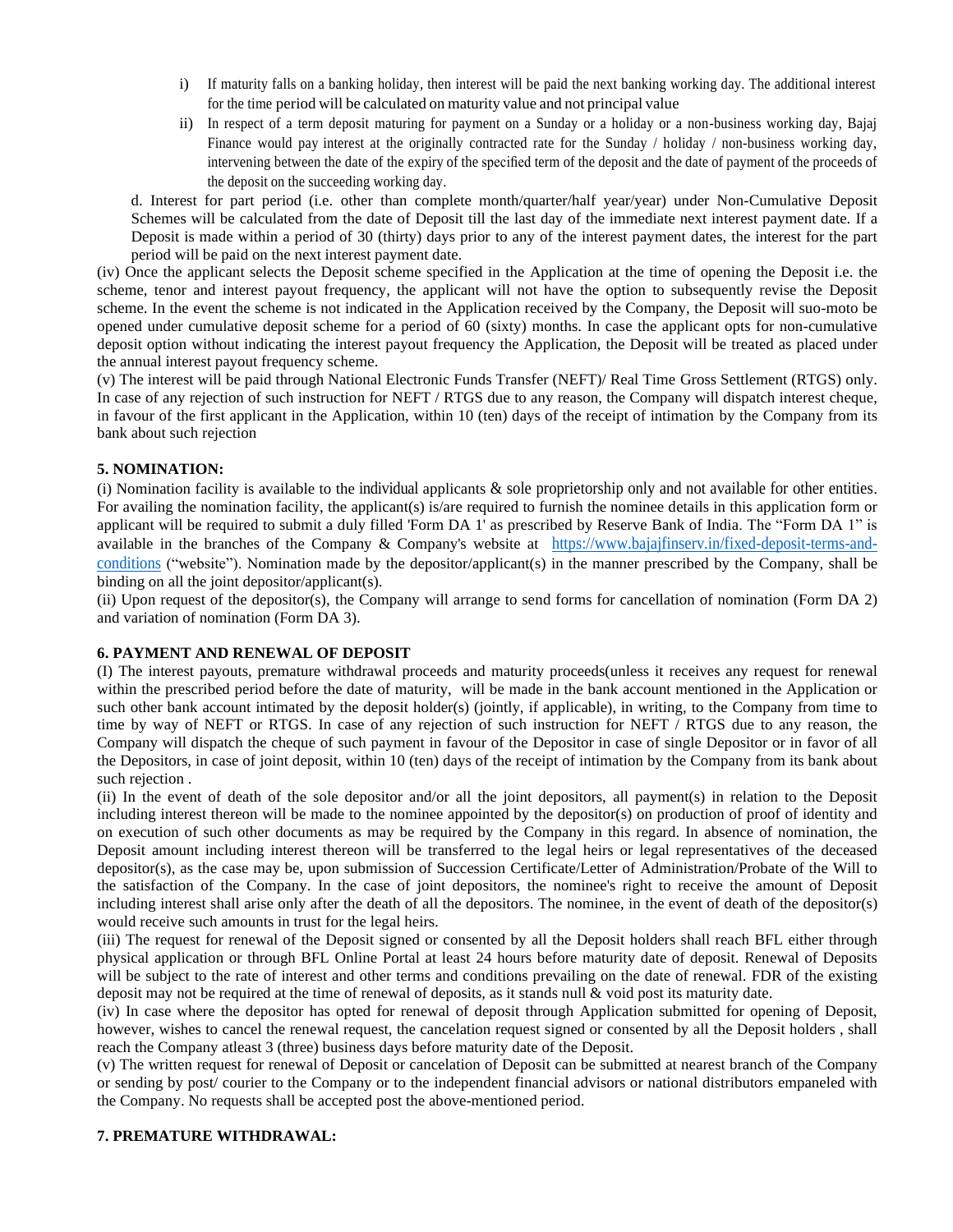i) If maturity falls on a banking holiday, then interest will be paid the next banking working day. The additional interest for the time period will be calculated on maturity value and not principal value

ii) In respect of a term deposit maturing for payment on a Sunday or a holiday or a non-business working day, Bajaj Finance would pay interest at the originally contracted rate for the Sunday / holiday / non-business working day, intervening between the date of the expiry of the specified term of the deposit and the date of payment of the proceeds of the deposit on the succeeding working day.

d. Interest for part period (i.e. other than complete month/quarter/half year/year) under Non-Cumulative Deposit Schemes will be calculated from the date of Deposit till the last day of the immediate next interest payment date. If a Deposit is made within a period of 30 (thirty) days prior to any of the interest payment dates, the interest for the part period will be paid on the next interest payment date.

(iv) Once the applicant selects the Deposit scheme specified in the Application at the time of opening the Deposit i.e. the scheme, tenor and interest payout frequency, the applicant will not have the option to subsequently revise the Deposit scheme. In the event the scheme is not indicated in the Application received by the Company, the Deposit will suo-moto be opened under cumulative deposit scheme for a period of 60 (sixty) months. In case the applicant opts for non-cumulative deposit option without indicating the interest payout frequency the Application, the Deposit will be treated as placed under the annual interest payout frequency scheme.

(v) The interest will be paid through National Electronic Funds Transfer (NEFT)/ Real Time Gross Settlement (RTGS) only. In case of any rejection of such instruction for NEFT / RTGS due to any reason, the Company will dispatch interest cheque, in favour of the first applicant in the Application, within 10 (ten) days of the receipt of intimation by the Company from its bank about such rejection

**5. NOMINATION:**

(i) Nomination facility is available to the individual applicants & sole proprietorship only and not available for other entities. For availing the nomination facility, the applicant(s) is/are required to furnish the nominee details in this application form or applicant will be required to submit a duly filled 'Form DA 1' as prescribed by Reserve Bank of India. The "Form DA 1" is available in the branches of the Company & Company's website at https://www.bajajfinserv.in/fixed-deposit-terms-and-conditions ("website"). Nomination made by the depositor/applicant(s) in the manner prescribed by the Company, shall be binding on all the joint depositor/applicant(s).

(ii) Upon request of the depositor(s), the Company will arrange to send forms for cancellation of nomination (Form DA 2) and variation of nomination (Form DA 3).

**6. PAYMENT AND RENEWAL OF DEPOSIT**

(I) The interest payouts, premature withdrawal proceeds and maturity proceeds(unless it receives any request for renewal within the prescribed period before the date of maturity, will be made in the bank account mentioned in the Application or such other bank account intimated by the deposit holder(s) (jointly, if applicable), in writing, to the Company from time to time by way of NEFT or RTGS. In case of any rejection of such instruction for NEFT / RTGS due to any reason, the Company will dispatch the cheque of such payment in favour of the Depositor in case of single Depositor or in favor of all the Depositors, in case of joint deposit, within 10 (ten) days of the receipt of intimation by the Company from its bank about such rejection .

(ii) In the event of death of the sole depositor and/or all the joint depositors, all payment(s) in relation to the Deposit including interest thereon will be made to the nominee appointed by the depositor(s) on production of proof of identity and on execution of such other documents as may be required by the Company in this regard. In absence of nomination, the Deposit amount including interest thereon will be transferred to the legal heirs or legal representatives of the deceased depositor(s), as the case may be, upon submission of Succession Certificate/Letter of Administration/Probate of the Will to the satisfaction of the Company. In the case of joint depositors, the nominee's right to receive the amount of Deposit including interest shall arise only after the death of all the depositors. The nominee, in the event of death of the depositor(s) would receive such amounts in trust for the legal heirs.

(iii) The request for renewal of the Deposit signed or consented by all the Deposit holders shall reach BFL either through physical application or through BFL Online Portal at least 24 hours before maturity date of deposit. Renewal of Deposits will be subject to the rate of interest and other terms and conditions prevailing on the date of renewal. FDR of the existing deposit may not be required at the time of renewal of deposits, as it stands null & void post its maturity date.

(iv) In case where the depositor has opted for renewal of deposit through Application submitted for opening of Deposit, however, wishes to cancel the renewal request, the cancelation request signed or consented by all the Deposit holders , shall reach the Company atleast 3 (three) business days before maturity date of the Deposit.

(v) The written request for renewal of Deposit or cancelation of Deposit can be submitted at nearest branch of the Company or sending by post/ courier to the Company or to the independent financial advisors or national distributors empaneled with the Company. No requests shall be accepted post the above-mentioned period.

**7. PREMATURE WITHDRAWAL:**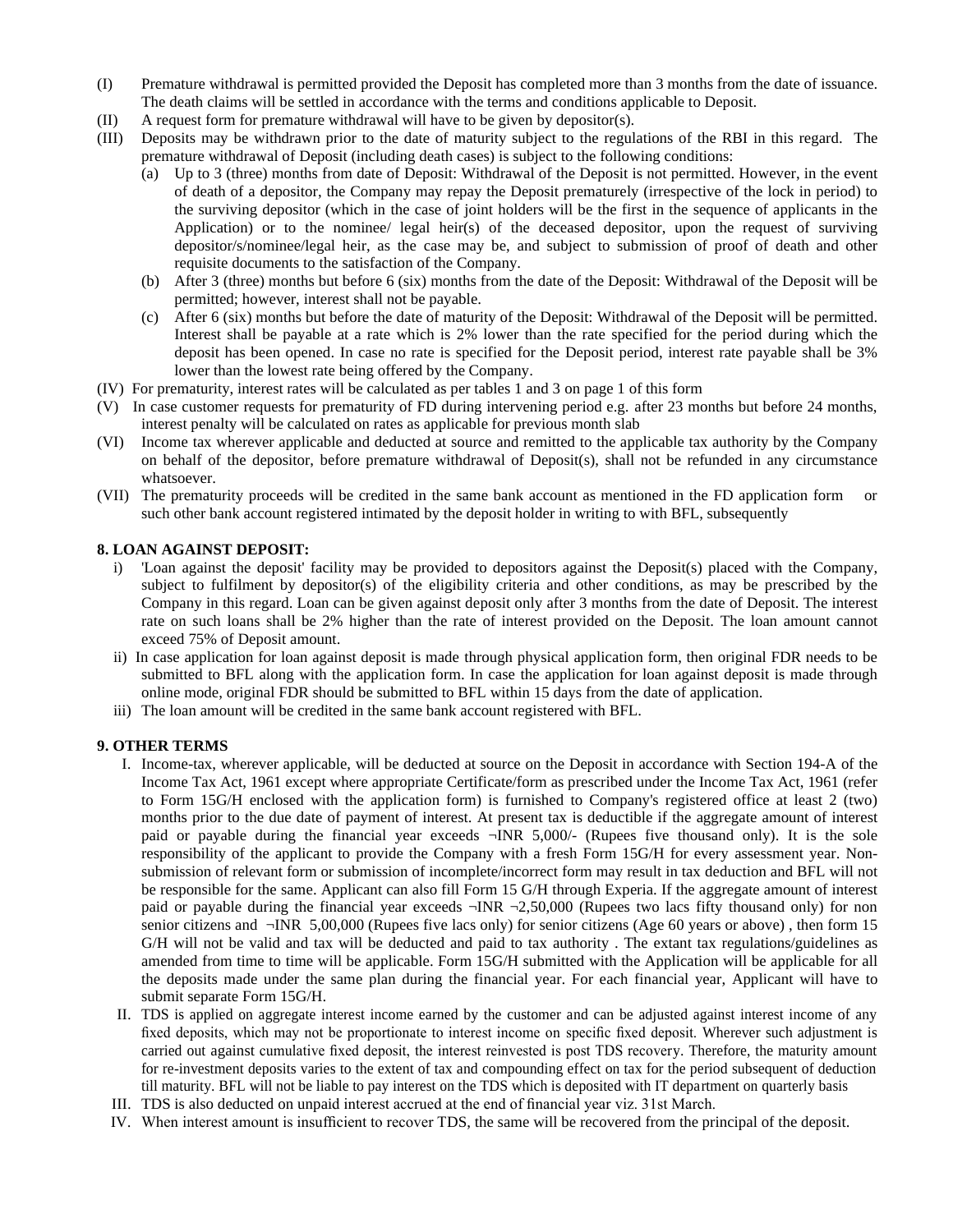(I) Premature withdrawal is permitted provided the Deposit has completed more than 3 months from the date of issuance. The death claims will be settled in accordance with the terms and conditions applicable to Deposit.

(II) A request form for premature withdrawal will have to be given by depositor(s).

(III) Deposits may be withdrawn prior to the date of maturity subject to the regulations of the RBI in this regard. The premature withdrawal of Deposit (including death cases) is subject to the following conditions:

- (a) Up to 3 (three) months from date of Deposit: Withdrawal of the Deposit is not permitted. However, in the event of death of a depositor, the Company may repay the Deposit prematurely (irrespective of the lock in period) to the surviving depositor (which in the case of joint holders will be the first in the sequence of applicants in the Application) or to the nominee/ legal heir(s) of the deceased depositor, upon the request of surviving depositor/s/nominee/legal heir, as the case may be, and subject to submission of proof of death and other requisite documents to the satisfaction of the Company.
- (b) After 3 (three) months but before 6 (six) months from the date of the Deposit: Withdrawal of the Deposit will be permitted; however, interest shall not be payable.
- (c) After 6 (six) months but before the date of maturity of the Deposit: Withdrawal of the Deposit will be permitted. Interest shall be payable at a rate which is 2% lower than the rate specified for the period during which the deposit has been opened. In case no rate is specified for the Deposit period, interest rate payable shall be 3% lower than the lowest rate being offered by the Company.

(IV) For prematurity, interest rates will be calculated as per tables 1 and 3 on page 1 of this form

(V) In case customer requests for prematurity of FD during intervening period e.g. after 23 months but before 24 months, interest penalty will be calculated on rates as applicable for previous month slab

(VI) Income tax wherever applicable and deducted at source and remitted to the applicable tax authority by the Company on behalf of the depositor, before premature withdrawal of Deposit(s), shall not be refunded in any circumstance whatsoever.

(VII) The prematurity proceeds will be credited in the same bank account as mentioned in the FD application form or such other bank account registered intimated by the deposit holder in writing to with BFL, subsequently

**8. LOAN AGAINST DEPOSIT:**

i) 'Loan against the deposit' facility may be provided to depositors against the Deposit(s) placed with the Company, subject to fulfilment by depositor(s) of the eligibility criteria and other conditions, as may be prescribed by the Company in this regard. Loan can be given against deposit only after 3 months from the date of Deposit. The interest rate on such loans shall be 2% higher than the rate of interest provided on the Deposit. The loan amount cannot exceed 75% of Deposit amount.

ii) In case application for loan against deposit is made through physical application form, then original FDR needs to be submitted to BFL along with the application form. In case the application for loan against deposit is made through online mode, original FDR should be submitted to BFL within 15 days from the date of application.

iii) The loan amount will be credited in the same bank account registered with BFL.

**9. OTHER TERMS**

I. Income-tax, wherever applicable, will be deducted at source on the Deposit in accordance with Section 194-A of the Income Tax Act, 1961 except where appropriate Certificate/form as prescribed under the Income Tax Act, 1961 (refer to Form 15G/H enclosed with the application form) is furnished to Company's registered office at least 2 (two) months prior to the due date of payment of interest. At present tax is deductible if the aggregate amount of interest paid or payable during the financial year exceeds ¬INR 5,000/- (Rupees five thousand only). It is the sole responsibility of the applicant to provide the Company with a fresh Form 15G/H for every assessment year. Non-submission of relevant form or submission of incomplete/incorrect form may result in tax deduction and BFL will not be responsible for the same. Applicant can also fill Form 15 G/H through Experia. If the aggregate amount of interest paid or payable during the financial year exceeds ¬INR ¬2,50,000 (Rupees two lacs fifty thousand only) for non senior citizens and ¬INR 5,00,000 (Rupees five lacs only) for senior citizens (Age 60 years or above) , then form 15 G/H will not be valid and tax will be deducted and paid to tax authority . The extant tax regulations/guidelines as amended from time to time will be applicable. Form 15G/H submitted with the Application will be applicable for all the deposits made under the same plan during the financial year. For each financial year, Applicant will have to submit separate Form 15G/H.

II. TDS is applied on aggregate interest income earned by the customer and can be adjusted against interest income of any fixed deposits, which may not be proportionate to interest income on specific fixed deposit. Wherever such adjustment is carried out against cumulative fixed deposit, the interest reinvested is post TDS recovery. Therefore, the maturity amount for re-investment deposits varies to the extent of tax and compounding effect on tax for the period subsequent of deduction till maturity. BFL will not be liable to pay interest on the TDS which is deposited with IT department on quarterly basis

III. TDS is also deducted on unpaid interest accrued at the end of financial year viz. 31st March.

IV. When interest amount is insufficient to recover TDS, the same will be recovered from the principal of the deposit.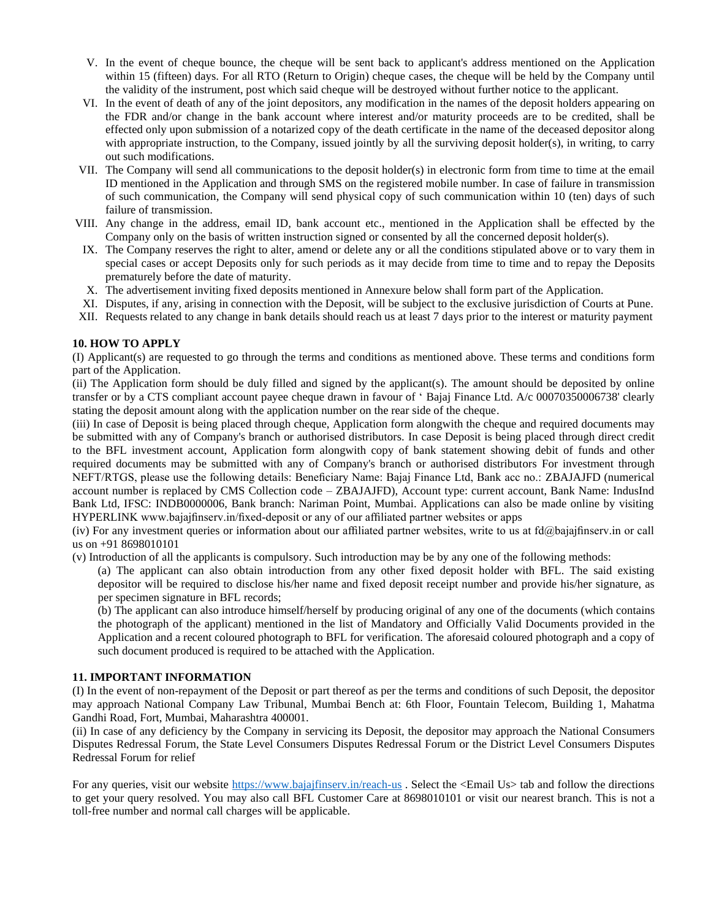V. In the event of cheque bounce, the cheque will be sent back to applicant's address mentioned on the Application within 15 (fifteen) days. For all RTO (Return to Origin) cheque cases, the cheque will be held by the Company until the validity of the instrument, post which said cheque will be destroyed without further notice to the applicant.

VI. In the event of death of any of the joint depositors, any modification in the names of the deposit holders appearing on the FDR and/or change in the bank account where interest and/or maturity proceeds are to be credited, shall be effected only upon submission of a notarized copy of the death certificate in the name of the deceased depositor along with appropriate instruction, to the Company, issued jointly by all the surviving deposit holder(s), in writing, to carry out such modifications.

VII. The Company will send all communications to the deposit holder(s) in electronic form from time to time at the email ID mentioned in the Application and through SMS on the registered mobile number. In case of failure in transmission of such communication, the Company will send physical copy of such communication within 10 (ten) days of such failure of transmission.

VIII. Any change in the address, email ID, bank account etc., mentioned in the Application shall be effected by the Company only on the basis of written instruction signed or consented by all the concerned deposit holder(s).

IX. The Company reserves the right to alter, amend or delete any or all the conditions stipulated above or to vary them in special cases or accept Deposits only for such periods as it may decide from time to time and to repay the Deposits prematurely before the date of maturity.

X. The advertisement inviting fixed deposits mentioned in Annexure below shall form part of the Application.

XI. Disputes, if any, arising in connection with the Deposit, will be subject to the exclusive jurisdiction of Courts at Pune.

XII. Requests related to any change in bank details should reach us at least 7 days prior to the interest or maturity payment

**10. HOW TO APPLY**

(I) Applicant(s) are requested to go through the terms and conditions as mentioned above. These terms and conditions form part of the Application.

(ii) The Application form should be duly filled and signed by the applicant(s). The amount should be deposited by online transfer or by a CTS compliant account payee cheque drawn in favour of ' Bajaj Finance Ltd. A/c 00070350006738' clearly stating the deposit amount along with the application number on the rear side of the cheque.

(iii) In case of Deposit is being placed through cheque, Application form alongwith the cheque and required documents may be submitted with any of Company's branch or authorised distributors. In case Deposit is being placed through direct credit to the BFL investment account, Application form alongwith copy of bank statement showing debit of funds and other required documents may be submitted with any of Company's branch or authorised distributors For investment through NEFT/RTGS, please use the following details: Beneficiary Name: Bajaj Finance Ltd, Bank acc no.: ZBAJAJFD (numerical account number is replaced by CMS Collection code – ZBAJAJFD), Account type: current account, Bank Name: IndusInd Bank Ltd, IFSC: INDB0000006, Bank branch: Nariman Point, Mumbai. Applications can also be made online by visiting HYPERLINK www.bajajfinserv.in/fixed-deposit or any of our affiliated partner websites or apps

(iv) For any investment queries or information about our affiliated partner websites, write to us at fd@bajajfinserv.in or call us on +91 8698010101

(v) Introduction of all the applicants is compulsory. Such introduction may be by any one of the following methods:

(a) The applicant can also obtain introduction from any other fixed deposit holder with BFL. The said existing depositor will be required to disclose his/her name and fixed deposit receipt number and provide his/her signature, as per specimen signature in BFL records;

(b) The applicant can also introduce himself/herself by producing original of any one of the documents (which contains the photograph of the applicant) mentioned in the list of Mandatory and Officially Valid Documents provided in the Application and a recent coloured photograph to BFL for verification. The aforesaid coloured photograph and a copy of such document produced is required to be attached with the Application.

**11. IMPORTANT INFORMATION**

(I) In the event of non-repayment of the Deposit or part thereof as per the terms and conditions of such Deposit, the depositor may approach National Company Law Tribunal, Mumbai Bench at: 6th Floor, Fountain Telecom, Building 1, Mahatma Gandhi Road, Fort, Mumbai, Maharashtra 400001.

(ii) In case of any deficiency by the Company in servicing its Deposit, the depositor may approach the National Consumers Disputes Redressal Forum, the State Level Consumers Disputes Redressal Forum or the District Level Consumers Disputes Redressal Forum for relief

For any queries, visit our website https://www.bajajfinserv.in/reach-us . Select the <Email Us> tab and follow the directions to get your query resolved. You may also call BFL Customer Care at 8698010101 or visit our nearest branch. This is not a toll-free number and normal call charges will be applicable.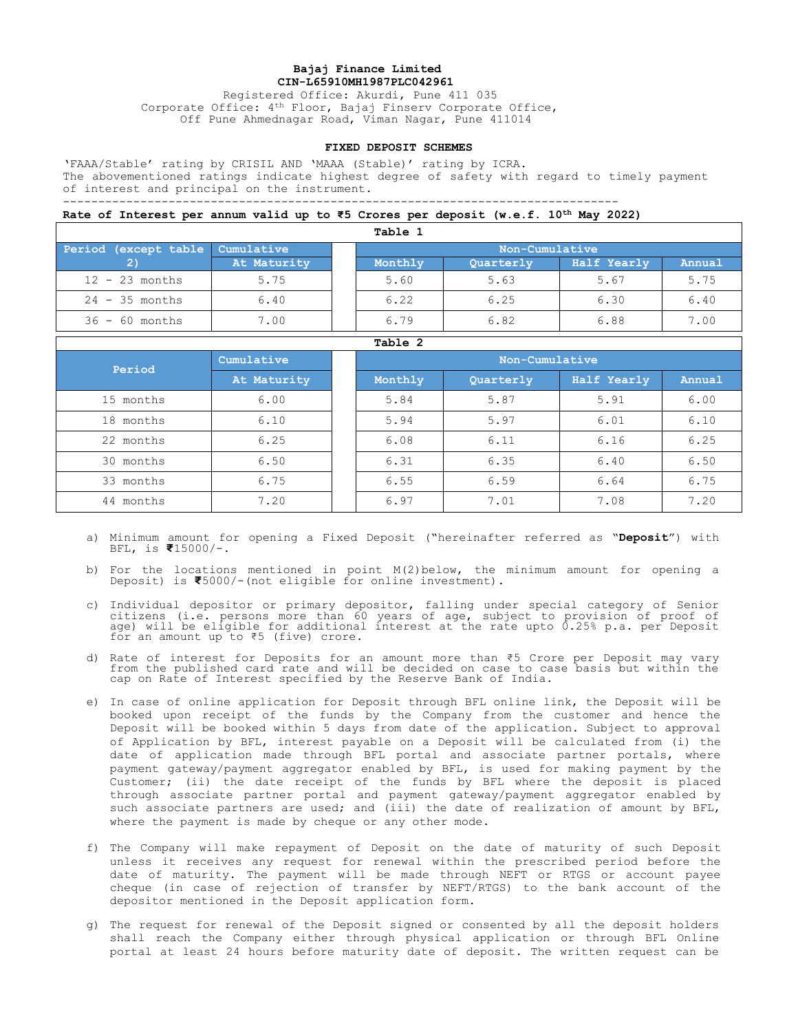**Bajaj Finance Limited**
**CIN-L65910MH1987PLC042961**
Registered Office: Akurdi, Pune 411 035
Corporate Office: 4th Floor, Bajaj Finserv Corporate Office, Off Pune Ahmednagar Road, Viman Nagar, Pune 411014

## FIXED DEPOSIT SCHEMES

'FAAA/Stable' rating by CRISIL AND 'MAAA (Stable)' rating by ICRA.
The abovementioned ratings indicate highest degree of safety with regard to timely payment of interest and principal on the instrument.

---

**Rate of Interest per annum valid up to ₹5 Crores per deposit (w.e.f. 10th May 2022)**

**Table 1**

| Period (except table 2) | Cumulative | | Non-Cumulative | | | |
|---|---|---|---|---|---|---|
| | At Maturity | | Monthly | Quarterly | Half Yearly | Annual |
| 12 - 23 months | 5.75 | | 5.60 | 5.63 | 5.67 | 5.75 |
| 24 - 35 months | 6.40 | | 6.22 | 6.25 | 6.30 | 6.40 |
| 36 - 60 months | 7.00 | | 6.79 | 6.82 | 6.88 | 7.00 |

**Table 2**

| Period | Cumulative | | Non-Cumulative | | | |
|---|---|---|---|---|---|---|
| | At Maturity | | Monthly | Quarterly | Half Yearly | Annual |
| 15 months | 6.00 | | 5.84 | 5.87 | 5.91 | 6.00 |
| 18 months | 6.10 | | 5.94 | 5.97 | 6.01 | 6.10 |
| 22 months | 6.25 | | 6.08 | 6.11 | 6.16 | 6.25 |
| 30 months | 6.50 | | 6.31 | 6.35 | 6.40 | 6.50 |
| 33 months | 6.75 | | 6.55 | 6.59 | 6.64 | 6.75 |
| 44 months | 7.20 | | 6.97 | 7.01 | 7.08 | 7.20 |

a) Minimum amount for opening a Fixed Deposit ("hereinafter referred as "**Deposit**") with BFL, is ₹15000/-.

b) For the locations mentioned in point M(2)below, the minimum amount for opening a Deposit) is ₹5000/-(not eligible for online investment).

c) Individual depositor or primary depositor, falling under special category of Senior citizens (i.e. persons more than 60 years of age, subject to provision of proof of age) will be eligible for additional interest at the rate upto 0.25% p.a. per Deposit for an amount up to ₹5 (five) crore.

d) Rate of interest for Deposits for an amount more than ₹5 Crore per Deposit may vary from the published card rate and will be decided on case to case basis but within the cap on Rate of Interest specified by the Reserve Bank of India.

e) In case of online application for Deposit through BFL online link, the Deposit will be booked upon receipt of the funds by the Company from the customer and hence the Deposit will be booked within 5 days from date of the application. Subject to approval of Application by BFL, interest payable on a Deposit will be calculated from (i) the date of application made through BFL portal and associate partner portals, where payment gateway/payment aggregator enabled by BFL, is used for making payment by the Customer; (ii) the date receipt of the funds by BFL where the deposit is placed through associate partner portal and payment gateway/payment aggregator enabled by such associate partners are used; and (iii) the date of realization of amount by BFL, where the payment is made by cheque or any other mode.

f) The Company will make repayment of Deposit on the date of maturity of such Deposit unless it receives any request for renewal within the prescribed period before the date of maturity. The payment will be made through NEFT or RTGS or account payee cheque (in case of rejection of transfer by NEFT/RTGS) to the bank account of the depositor mentioned in the Deposit application form.

g) The request for renewal of the Deposit signed or consented by all the deposit holders shall reach the Company either through physical application or through BFL Online portal at least 24 hours before maturity date of deposit. The written request can be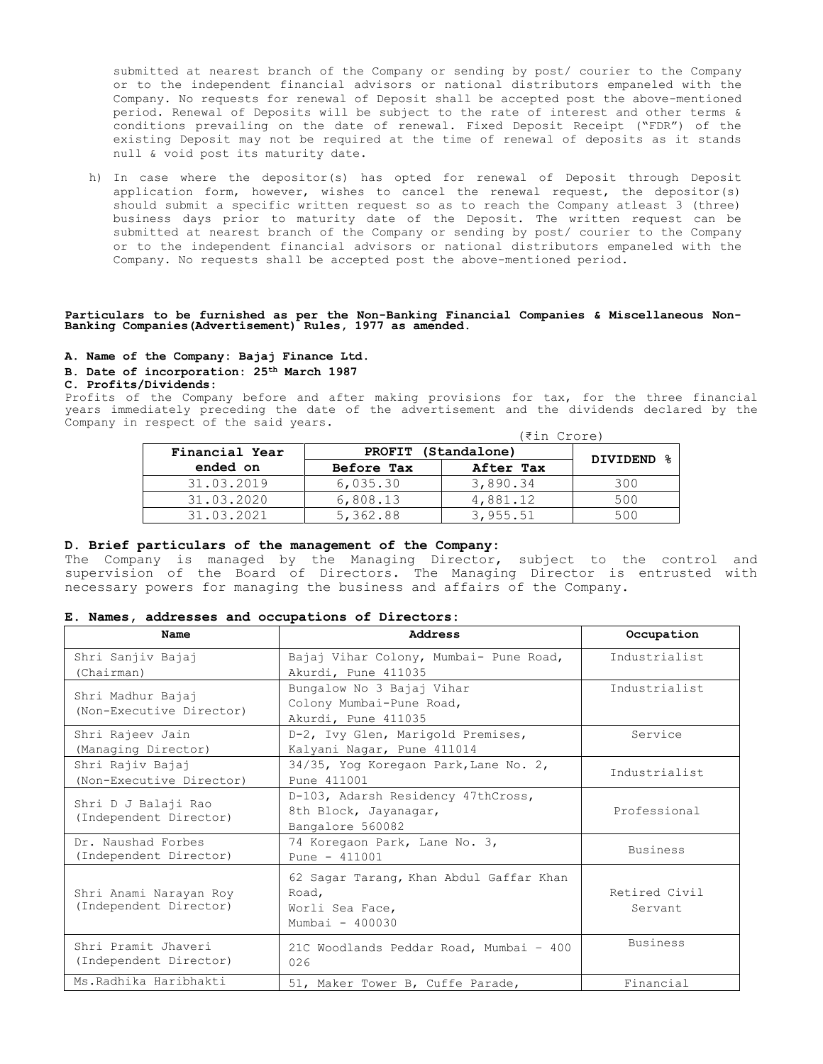submitted at nearest branch of the Company or sending by post/ courier to the Company or to the independent financial advisors or national distributors empaneled with the Company. No requests for renewal of Deposit shall be accepted post the above-mentioned period. Renewal of Deposits will be subject to the rate of interest and other terms & conditions prevailing on the date of renewal. Fixed Deposit Receipt ("FDR") of the existing Deposit may not be required at the time of renewal of deposits as it stands null & void post its maturity date.

h) In case where the depositor(s) has opted for renewal of Deposit through Deposit application form, however, wishes to cancel the renewal request, the depositor(s) should submit a specific written request so as to reach the Company atleast 3 (three) business days prior to maturity date of the Deposit. The written request can be submitted at nearest branch of the Company or sending by post/ courier to the Company or to the independent financial advisors or national distributors empaneled with the Company. No requests shall be accepted post the above-mentioned period.

**Particulars to be furnished as per the Non-Banking Financial Companies & Miscellaneous Non-Banking Companies(Advertisement) Rules, 1977 as amended.**

**A. Name of the Company: Bajaj Finance Ltd.**

**B. Date of incorporation: 25th March 1987**

**C. Profits/Dividends:**

Profits of the Company before and after making provisions for tax, for the three financial years immediately preceding the date of the advertisement and the dividends declared by the Company in respect of the said years.

(₹in Crore)

| Financial Year ended on | PROFIT (Standalone) | | DIVIDEND % |
|---|---|---|---|
| | Before Tax | After Tax | |
| 31.03.2019 | 6,035.30 | 3,890.34 | 300 |
| 31.03.2020 | 6,808.13 | 4,881.12 | 500 |
| 31.03.2021 | 5,362.88 | 3,955.51 | 500 |

**D. Brief particulars of the management of the Company:**

The Company is managed by the Managing Director, subject to the control and supervision of the Board of Directors. The Managing Director is entrusted with necessary powers for managing the business and affairs of the Company.

**E. Names, addresses and occupations of Directors:**

| Name | Address | Occupation |
|---|---|---|
| Shri Sanjiv Bajaj (Chairman) | Bajaj Vihar Colony, Mumbai- Pune Road, Akurdi, Pune 411035 | Industrialist |
| Shri Madhur Bajaj (Non-Executive Director) | Bungalow No 3 Bajaj Vihar Colony Mumbai-Pune Road, Akurdi, Pune 411035 | Industrialist |
| Shri Rajeev Jain (Managing Director) | D-2, Ivy Glen, Marigold Premises, Kalyani Nagar, Pune 411014 | Service |
| Shri Rajiv Bajaj (Non-Executive Director) | 34/35, Yog Koregaon Park, Lane No. 2, Pune 411001 | Industrialist |
| Shri D J Balaji Rao (Independent Director) | D-103, Adarsh Residency 47thCross, 8th Block, Jayanagar, Bangalore 560082 | Professional |
| Dr. Naushad Forbes (Independent Director) | 74 Koregaon Park, Lane No. 3, Pune - 411001 | Business |
| Shri Anami Narayan Roy (Independent Director) | 62 Sagar Tarang, Khan Abdul Gaffar Khan Road, Worli Sea Face, Mumbai - 400030 | Retired Civil Servant |
| Shri Pramit Jhaveri (Independent Director) | 21C Woodlands Peddar Road, Mumbai - 400 026 | Business |
| Ms.Radhika Haribhakti | 51, Maker Tower B, Cuffe Parade, | Financial |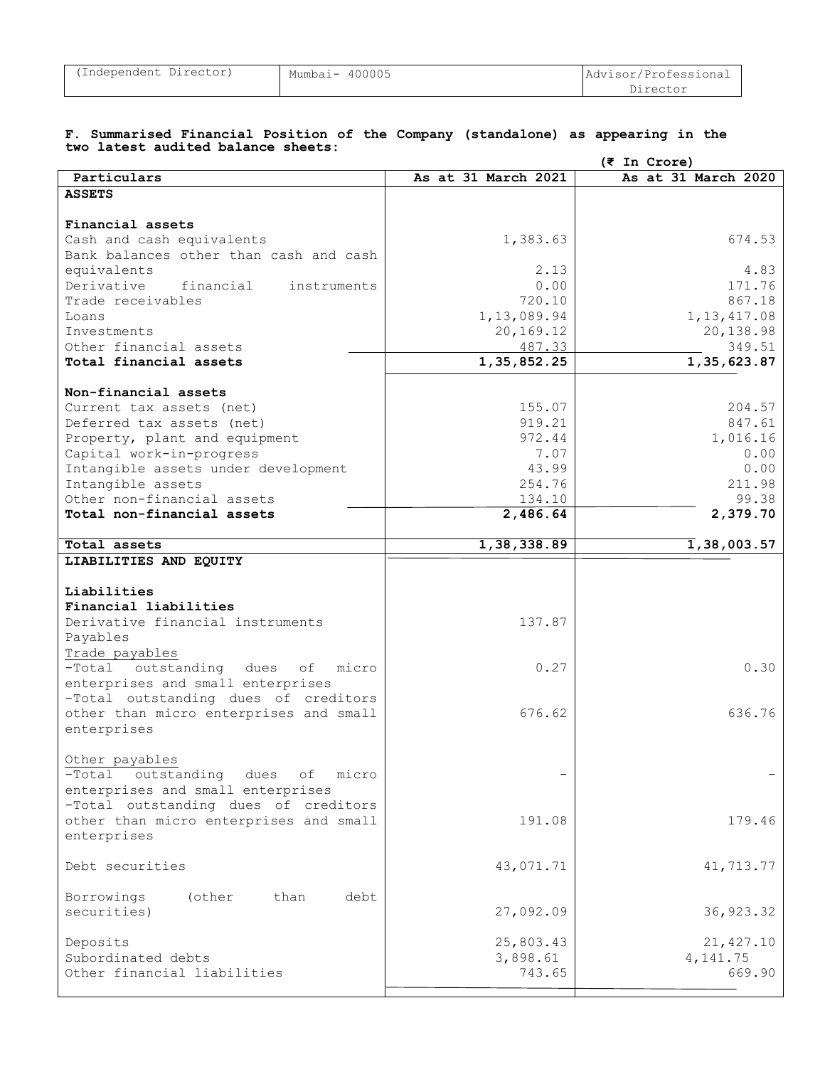| (Independent Director) | Mumbai- 400005 | Advisor/Professional Director |
|---|---|---|

**F. Summarised Financial Position of the Company (standalone) as appearing in the two latest audited balance sheets:**

(₹ In Crore)

| Particulars | As at 31 March 2021 | As at 31 March 2020 |
|---|---|---|
| **ASSETS** | | |
| **Financial assets** | | |
| Cash and cash equivalents | 1,383.63 | 674.53 |
| Bank balances other than cash and cash equivalents | 2.13 | 4.83 |
| Derivative financial instruments | 0.00 | 171.76 |
| Trade receivables | 720.10 | 867.18 |
| Loans | 1,13,089.94 | 1,13,417.08 |
| Investments | 20,169.12 | 20,138.98 |
| Other financial assets | 487.33 | 349.51 |
| **Total financial assets** | **1,35,852.25** | **1,35,623.87** |
| **Non-financial assets** | | |
| Current tax assets (net) | 155.07 | 204.57 |
| Deferred tax assets (net) | 919.21 | 847.61 |
| Property, plant and equipment | 972.44 | 1,016.16 |
| Capital work-in-progress | 7.07 | 0.00 |
| Intangible assets under development | 43.99 | 0.00 |
| Intangible assets | 254.76 | 211.98 |
| Other non-financial assets | 134.10 | 99.38 |
| **Total non-financial assets** | **2,486.64** | **2,379.70** |
| **Total assets** | **1,38,338.89** | **1,38,003.57** |
| **LIABILITIES AND EQUITY** | | |
| **Liabilities** | | |
| **Financial liabilities** | | |
| Derivative financial instruments | 137.87 | |
| Payables | | |
| Trade payables | | |
| -Total outstanding dues of micro enterprises and small enterprises | 0.27 | 0.30 |
| -Total outstanding dues of creditors other than micro enterprises and small enterprises | 676.62 | 636.76 |
| Other payables | | |
| -Total outstanding dues of micro enterprises and small enterprises | - | - |
| -Total outstanding dues of creditors other than micro enterprises and small enterprises | 191.08 | 179.46 |
| Debt securities | 43,071.71 | 41,713.77 |
| Borrowings (other than debt securities) | 27,092.09 | 36,923.32 |
| Deposits | 25,803.43 | 21,427.10 |
| Subordinated debts | 3,898.61 | 4,141.75 |
| Other financial liabilities | 743.65 | 669.90 |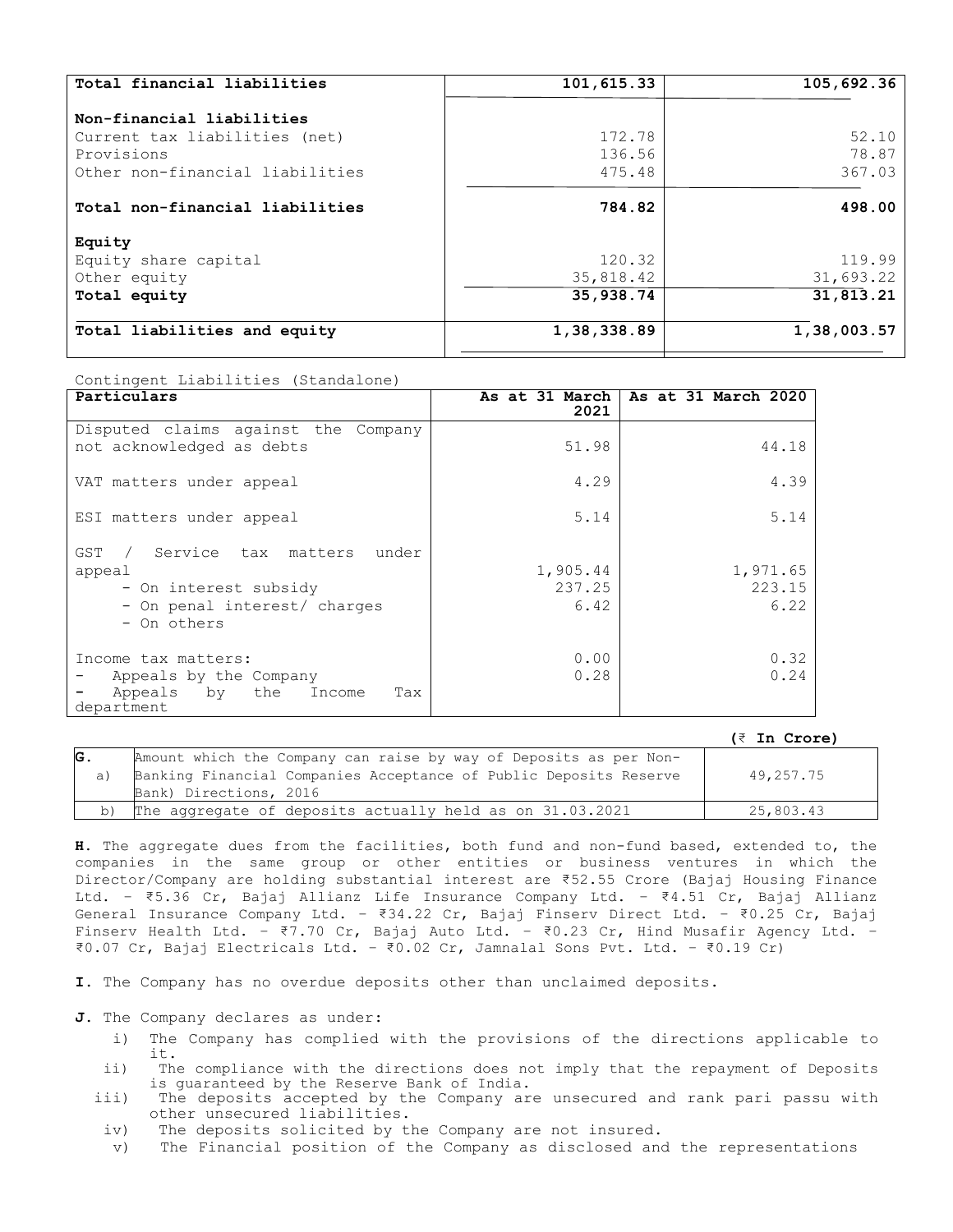| Total financial liabilities | 101,615.33 | 105,692.36 |
|---|---|---|
| **Non-financial liabilities** | | |
| Current tax liabilities (net) | 172.78 | 52.10 |
| Provisions | 136.56 | 78.87 |
| Other non-financial liabilities | 475.48 | 367.03 |
| **Total non-financial liabilities** | **784.82** | **498.00** |
| **Equity** | | |
| Equity share capital | 120.32 | 119.99 |
| Other equity | 35,818.42 | 31,693.22 |
| **Total equity** | **35,938.74** | **31,813.21** |
| **Total liabilities and equity** | **1,38,338.89** | **1,38,003.57** |

Contingent Liabilities (Standalone)

| Particulars | As at 31 March 2021 | As at 31 March 2020 |
|---|---|---|
| Disputed claims against the Company not acknowledged as debts | 51.98 | 44.18 |
| VAT matters under appeal | 4.29 | 4.39 |
| ESI matters under appeal | 5.14 | 5.14 |
| GST / Service tax matters under appeal | | |
| - On interest subsidy | 1,905.44 | 1,971.65 |
| - On penal interest/ charges | 237.25 | 223.15 |
| - On others | 6.42 | 6.22 |
| Income tax matters: | | |
| - Appeals by the Company | 0.00 | 0.32 |
| - Appeals by the Income Tax department | 0.28 | 0.24 |

(₹ In Crore)

| G. | | |
|---|---|---|
| a) | Amount which the Company can raise by way of Deposits as per Non-Banking Financial Companies Acceptance of Public Deposits Reserve Bank) Directions, 2016 | 49,257.75 |
| b) | The aggregate of deposits actually held as on 31.03.2021 | 25,803.43 |

**H.** The aggregate dues from the facilities, both fund and non-fund based, extended to, the companies in the same group or other entities or business ventures in which the Director/Company are holding substantial interest are ₹52.55 Crore (Bajaj Housing Finance Ltd. – ₹5.36 Cr, Bajaj Allianz Life Insurance Company Ltd. – ₹4.51 Cr, Bajaj Allianz General Insurance Company Ltd. – ₹34.22 Cr, Bajaj Finserv Direct Ltd. – ₹0.25 Cr, Bajaj Finserv Health Ltd. – ₹7.70 Cr, Bajaj Auto Ltd. – ₹0.23 Cr, Hind Musafir Agency Ltd. – ₹0.07 Cr, Bajaj Electricals Ltd. – ₹0.02 Cr, Jamnalal Sons Pvt. Ltd. – ₹0.19 Cr)

**I.** The Company has no overdue deposits other than unclaimed deposits.

**J.** The Company declares as under:

i) The Company has complied with the provisions of the directions applicable to it.
ii) The compliance with the directions does not imply that the repayment of Deposits is guaranteed by the Reserve Bank of India.
iii) The deposits accepted by the Company are unsecured and rank pari passu with other unsecured liabilities.
iv) The deposits solicited by the Company are not insured.
v) The Financial position of the Company as disclosed and the representations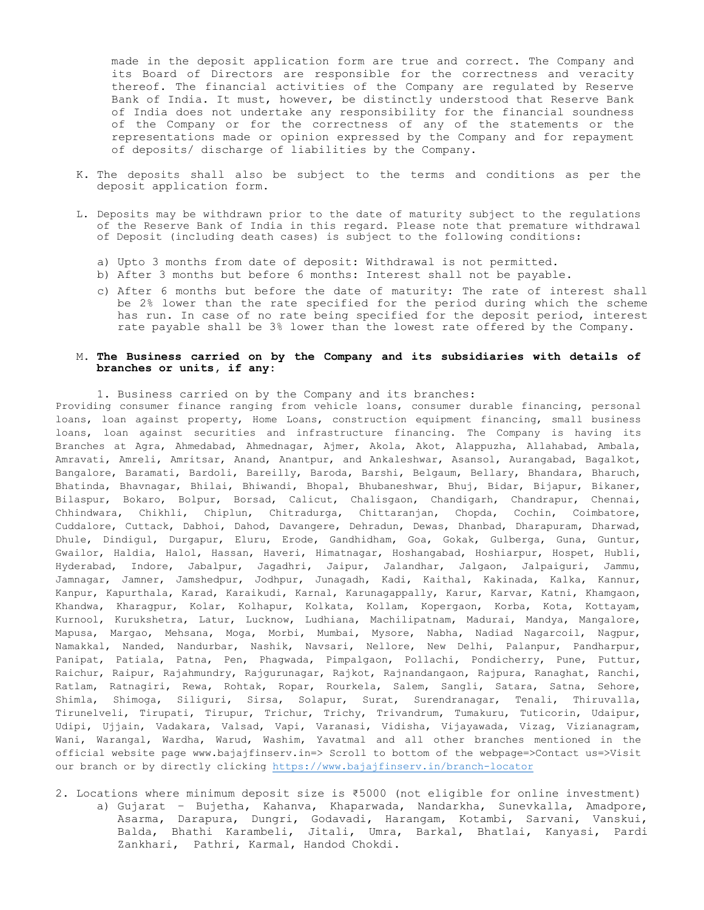made in the deposit application form are true and correct. The Company and its Board of Directors are responsible for the correctness and veracity thereof. The financial activities of the Company are regulated by Reserve Bank of India. It must, however, be distinctly understood that Reserve Bank of India does not undertake any responsibility for the financial soundness of the Company or for the correctness of any of the statements or the representations made or opinion expressed by the Company and for repayment of deposits/ discharge of liabilities by the Company.

K. The deposits shall also be subject to the terms and conditions as per the deposit application form.

L. Deposits may be withdrawn prior to the date of maturity subject to the regulations of the Reserve Bank of India in this regard. Please note that premature withdrawal of Deposit (including death cases) is subject to the following conditions:

   a) Upto 3 months from date of deposit: Withdrawal is not permitted.
   b) After 3 months but before 6 months: Interest shall not be payable.
   c) After 6 months but before the date of maturity: The rate of interest shall be 2% lower than the rate specified for the period during which the scheme has run. In case of no rate being specified for the deposit period, interest rate payable shall be 3% lower than the lowest rate offered by the Company.

M. **The Business carried on by the Company and its subsidiaries with details of branches or units, if any:**

1. Business carried on by the Company and its branches:

Providing consumer finance ranging from vehicle loans, consumer durable financing, personal loans, loan against property, Home Loans, construction equipment financing, small business loans, loan against securities and infrastructure financing. The Company is having its Branches at Agra, Ahmedabad, Ahmednagar, Ajmer, Akola, Akot, Alappuzha, Allahabad, Ambala, Amravati, Amreli, Amritsar, Anand, Anantpur, and Ankaleshwar, Asansol, Aurangabad, Bagalkot, Bangalore, Baramati, Bardoli, Bareilly, Baroda, Barshi, Belgaum, Bellary, Bhandara, Bharuch, Bhatinda, Bhavnagar, Bhilai, Bhiwandi, Bhopal, Bhubaneshwar, Bhuj, Bidar, Bijapur, Bikaner, Bilaspur, Bokaro, Bolpur, Borsad, Calicut, Chalisgaon, Chandigarh, Chandrapur, Chennai, Chhindwara, Chikhli, Chiplun, Chitradurga, Chittaranjan, Chopda, Cochin, Coimbatore, Cuddalore, Cuttack, Dabhoi, Dahod, Davangere, Dehradun, Dewas, Dhanbad, Dharapuram, Dharwad, Dhule, Dindigul, Durgapur, Eluru, Erode, Gandhidham, Goa, Gokak, Gulberga, Guna, Guntur, Gwailor, Haldia, Halol, Hassan, Haveri, Himatnagar, Hoshangabad, Hoshiarpur, Hospet, Hubli, Hyderabad, Indore, Jabalpur, Jagadhri, Jaipur, Jalandhar, Jalgaon, Jalpaiguri, Jammu, Jamnagar, Jamner, Jamshedpur, Jodhpur, Junagadh, Kadi, Kaithal, Kakinada, Kalka, Kannur, Kanpur, Kapurthala, Karad, Karaikudi, Karnal, Karunagappally, Karur, Karvar, Katni, Khamgaon, Khandwa, Kharagpur, Kolar, Kolhapur, Kolkata, Kollam, Kopergaon, Korba, Kota, Kottayam, Kurnool, Kurukshetra, Latur, Lucknow, Ludhiana, Machilipatnam, Madurai, Mandya, Mangalore, Mapusa, Margao, Mehsana, Moga, Morbi, Mumbai, Mysore, Nabha, Nadiad Nagarcoil, Nagpur, Namakkal, Nanded, Nandurbar, Nashik, Navsari, Nellore, New Delhi, Palanpur, Pandharpur, Panipat, Patiala, Patna, Pen, Phagwada, Pimpalgaon, Pollachi, Pondicherry, Pune, Puttur, Raichur, Raipur, Rajahmundry, Rajgurunagar, Rajkot, Rajnandangaon, Rajpura, Ranaghat, Ranchi, Ratlam, Ratnagiri, Rewa, Rohtak, Ropar, Rourkela, Salem, Sangli, Satara, Satna, Sehore, Shimla, Shimoga, Siliguri, Sirsa, Solapur, Surat, Surendranagar, Tenali, Thiruvalla, Tirunelveli, Tirupati, Tirupur, Trichur, Trichy, Trivandrum, Tumakuru, Tuticorin, Udaipur, Udipi, Ujjain, Vadakara, Valsad, Vapi, Varanasi, Vidisha, Vijayawada, Vizag, Vizianagram, Wani, Warangal, Wardha, Warud, Washim, Yavatmal and all other branches mentioned in the official website page www.bajajfinserv.in=> Scroll to bottom of the webpage=>Contact us=>Visit our branch or by directly clicking https://www.bajajfinserv.in/branch-locator

2. Locations where minimum deposit size is ₹5000 (not eligible for online investment)
   a) Gujarat – Bujetha, Kahanva, Khaparwada, Nandarkha, Sunevkalla, Amadpore, Asarma, Darapura, Dungri, Godavadi, Harangam, Kotambi, Sarvani, Vanskui, Balda, Bhathi Karambeli, Jitali, Umra, Barkal, Bhatlai, Kanyasi, Pardi Zankhari, Pathri, Karmal, Handod Chokdi.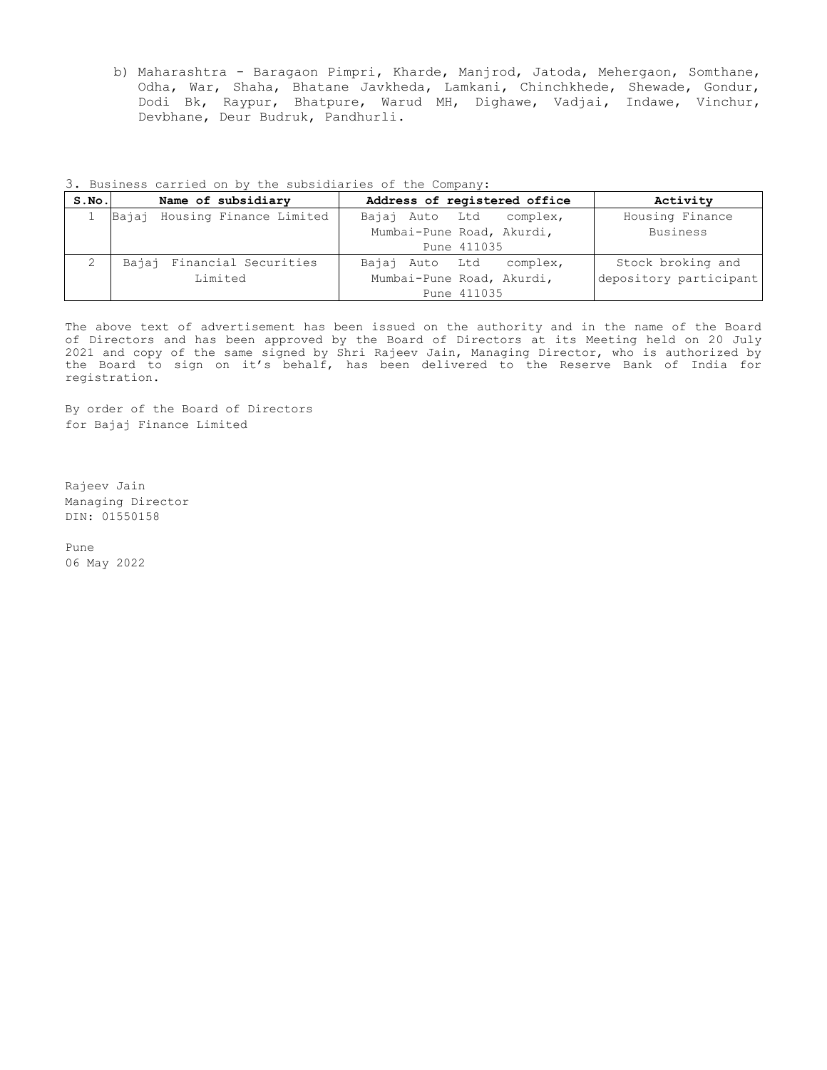b) Maharashtra - Baragaon Pimpri, Kharde, Manjrod, Jatoda, Mehergaon, Somthane, Odha, War, Shaha, Bhatane Javkheda, Lamkani, Chinchkhede, Shewade, Gondur, Dodi Bk, Raypur, Bhatpure, Warud MH, Dighawe, Vadjai, Indawe, Vinchur, Devbhane, Deur Budruk, Pandhurli.

3. Business carried on by the subsidiaries of the Company:

| S.No. | Name of subsidiary | Address of registered office | Activity |
|---|---|---|---|
| 1 | Bajaj Housing Finance Limited | Bajaj Auto Ltd complex, Mumbai-Pune Road, Akurdi, Pune 411035 | Housing Finance Business |
| 2 | Bajaj Financial Securities Limited | Bajaj Auto Ltd complex, Mumbai-Pune Road, Akurdi, Pune 411035 | Stock broking and depository participant |

The above text of advertisement has been issued on the authority and in the name of the Board of Directors and has been approved by the Board of Directors at its Meeting held on 20 July 2021 and copy of the same signed by Shri Rajeev Jain, Managing Director, who is authorized by the Board to sign on it's behalf, has been delivered to the Reserve Bank of India for registration.

By order of the Board of Directors
for Bajaj Finance Limited

Rajeev Jain
Managing Director
DIN: 01550158

Pune
06 May 2022